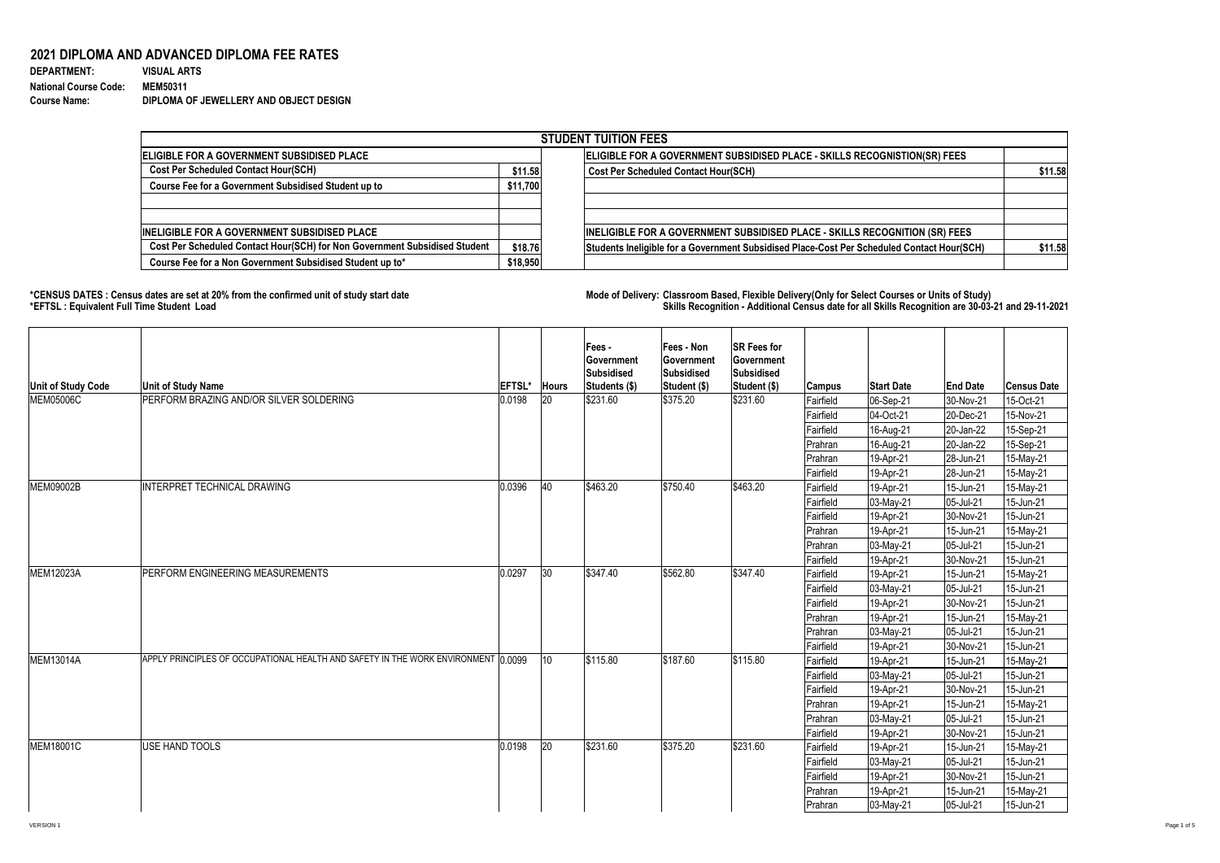## 2021 DIPLOMA AND ADVANCED DIPLOMA FEE RATES

**DEPARTMENT:** VISUAL ARTS
**National Course Code:** MEM50311
**Course Name:** DIPLOMA OF JEWELLERY AND OBJECT DESIGN

| STUDENT TUITION FEES | | | |
|---|---|---|---|
| **ELIGIBLE FOR A GOVERNMENT SUBSIDISED PLACE** | | **ELIGIBLE FOR A GOVERNMENT SUBSIDISED PLACE - SKILLS RECOGNISTION(SR) FEES** | |
| Cost Per Scheduled Contact Hour(SCH) | $11.58 | Cost Per Scheduled Contact Hour(SCH) | $11.58 |
| Course Fee for a Government Subsidised Student up to | $11,700 | | |
| | | | |
| | | | |
| **INELIGIBLE FOR A GOVERNMENT SUBSIDISED PLACE** | | **INELIGIBLE FOR A GOVERNMENT SUBSIDISED PLACE - SKILLS RECOGNITION (SR) FEES** | |
| Cost Per Scheduled Contact Hour(SCH) for Non Government Subsidised Student | $18.76 | Students Ineligible for a Government Subsidised Place-Cost Per Scheduled Contact Hour(SCH) | $11.58 |
| Course Fee for a Non Government Subsidised Student up to* | $18,950 | | |

**\*CENSUS DATES : Census dates are set at 20% from the confirmed unit of study start date**
**\*EFTSL : Equivalent Full Time Student Load**

**Mode of Delivery: Classroom Based, Flexible Delivery(Only for Select Courses or Units of Study)**
**Skills Recognition - Additional Census date for all Skills Recognition are 30-03-21 and 29-11-2021**

| Unit of Study Code | Unit of Study Name | EFTSL* | Hours | Fees - Government Subsidised Students ($) | Fees - Non Government Subsidised Student ($) | SR Fees for Government Subsidised Student ($) | Campus | Start Date | End Date | Census Date |
|---|---|---|---|---|---|---|---|---|---|---|
| MEM05006C | PERFORM BRAZING AND/OR SILVER SOLDERING | 0.0198 | 20 | $231.60 | $375.20 | $231.60 | Fairfield | 06-Sep-21 | 30-Nov-21 | 15-Oct-21 |
| | | | | | | | Fairfield | 04-Oct-21 | 20-Dec-21 | 15-Nov-21 |
| | | | | | | | Fairfield | 16-Aug-21 | 20-Jan-22 | 15-Sep-21 |
| | | | | | | | Prahran | 16-Aug-21 | 20-Jan-22 | 15-Sep-21 |
| | | | | | | | Prahran | 19-Apr-21 | 28-Jun-21 | 15-May-21 |
| | | | | | | | Fairfield | 19-Apr-21 | 28-Jun-21 | 15-May-21 |
| MEM09002B | INTERPRET TECHNICAL DRAWING | 0.0396 | 40 | $463.20 | $750.40 | $463.20 | Fairfield | 19-Apr-21 | 15-Jun-21 | 15-May-21 |
| | | | | | | | Fairfield | 03-May-21 | 05-Jul-21 | 15-Jun-21 |
| | | | | | | | Fairfield | 19-Apr-21 | 30-Nov-21 | 15-Jun-21 |
| | | | | | | | Prahran | 19-Apr-21 | 15-Jun-21 | 15-May-21 |
| | | | | | | | Prahran | 03-May-21 | 05-Jul-21 | 15-Jun-21 |
| | | | | | | | Fairfield | 19-Apr-21 | 30-Nov-21 | 15-Jun-21 |
| MEM12023A | PERFORM ENGINEERING MEASUREMENTS | 0.0297 | 30 | $347.40 | $562.80 | $347.40 | Fairfield | 19-Apr-21 | 15-Jun-21 | 15-May-21 |
| | | | | | | | Fairfield | 03-May-21 | 05-Jul-21 | 15-Jun-21 |
| | | | | | | | Fairfield | 19-Apr-21 | 30-Nov-21 | 15-Jun-21 |
| | | | | | | | Prahran | 19-Apr-21 | 15-Jun-21 | 15-May-21 |
| | | | | | | | Prahran | 03-May-21 | 05-Jul-21 | 15-Jun-21 |
| | | | | | | | Fairfield | 19-Apr-21 | 30-Nov-21 | 15-Jun-21 |
| MEM13014A | APPLY PRINCIPLES OF OCCUPATIONAL HEALTH AND SAFETY IN THE WORK ENVIRONMENT | 0.0099 | 10 | $115.80 | $187.60 | $115.80 | Fairfield | 19-Apr-21 | 15-Jun-21 | 15-May-21 |
| | | | | | | | Fairfield | 03-May-21 | 05-Jul-21 | 15-Jun-21 |
| | | | | | | | Fairfield | 19-Apr-21 | 30-Nov-21 | 15-Jun-21 |
| | | | | | | | Prahran | 19-Apr-21 | 15-Jun-21 | 15-May-21 |
| | | | | | | | Prahran | 03-May-21 | 05-Jul-21 | 15-Jun-21 |
| | | | | | | | Fairfield | 19-Apr-21 | 30-Nov-21 | 15-Jun-21 |
| MEM18001C | USE HAND TOOLS | 0.0198 | 20 | $231.60 | $375.20 | $231.60 | Fairfield | 19-Apr-21 | 15-Jun-21 | 15-May-21 |
| | | | | | | | Fairfield | 03-May-21 | 05-Jul-21 | 15-Jun-21 |
| | | | | | | | Fairfield | 19-Apr-21 | 30-Nov-21 | 15-Jun-21 |
| | | | | | | | Prahran | 19-Apr-21 | 15-Jun-21 | 15-May-21 |
| | | | | | | | Prahran | 03-May-21 | 05-Jul-21 | 15-Jun-21 |

VERSION 1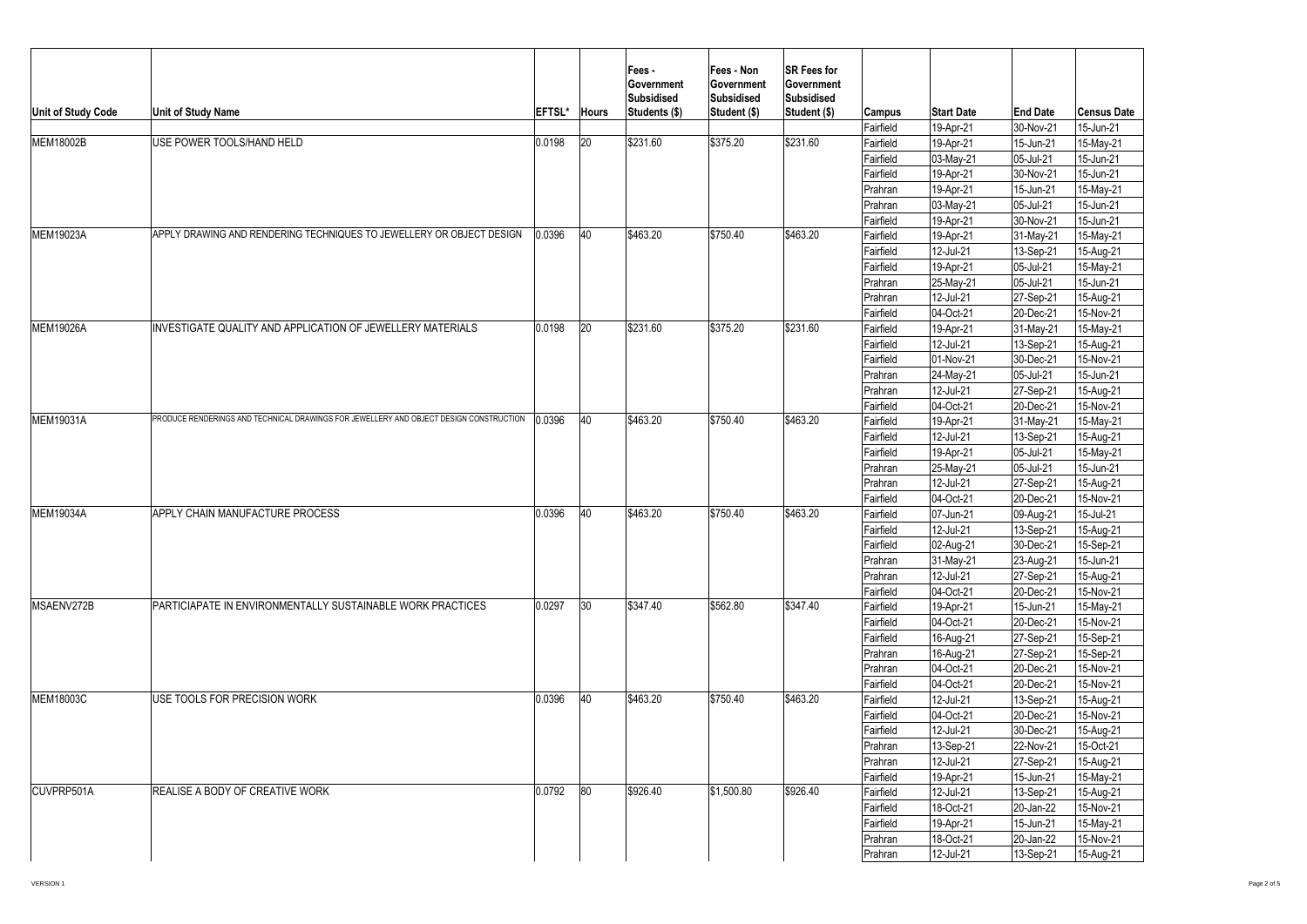| Unit of Study Code | Unit of Study Name | EFTSL* | Hours | Fees - Government Subsidised Students ($) | Fees - Non Government Subsidised Student ($) | SR Fees for Government Subsidised Student ($) | Campus | Start Date | End Date | Census Date |
|---|---|---|---|---|---|---|---|---|---|---|
| | | | | | | | Fairfield | 19-Apr-21 | 30-Nov-21 | 15-Jun-21 |
| MEM18002B | USE POWER TOOLS/HAND HELD | 0.0198 | 20 | $231.60 | $375.20 | $231.60 | Fairfield | 19-Apr-21 | 15-Jun-21 | 15-May-21 |
| | | | | | | | Fairfield | 03-May-21 | 05-Jul-21 | 15-Jun-21 |
| | | | | | | | Fairfield | 19-Apr-21 | 30-Nov-21 | 15-Jun-21 |
| | | | | | | | Prahran | 19-Apr-21 | 15-Jun-21 | 15-May-21 |
| | | | | | | | Prahran | 03-May-21 | 05-Jul-21 | 15-Jun-21 |
| | | | | | | | Fairfield | 19-Apr-21 | 30-Nov-21 | 15-Jun-21 |
| MEM19023A | APPLY DRAWING AND RENDERING TECHNIQUES TO JEWELLERY OR OBJECT DESIGN | 0.0396 | 40 | $463.20 | $750.40 | $463.20 | Fairfield | 19-Apr-21 | 31-May-21 | 15-May-21 |
| | | | | | | | Fairfield | 12-Jul-21 | 13-Sep-21 | 15-Aug-21 |
| | | | | | | | Fairfield | 19-Apr-21 | 05-Jul-21 | 15-May-21 |
| | | | | | | | Prahran | 25-May-21 | 05-Jul-21 | 15-Jun-21 |
| | | | | | | | Prahran | 12-Jul-21 | 27-Sep-21 | 15-Aug-21 |
| | | | | | | | Fairfield | 04-Oct-21 | 20-Dec-21 | 15-Nov-21 |
| MEM19026A | INVESTIGATE QUALITY AND APPLICATION OF JEWELLERY MATERIALS | 0.0198 | 20 | $231.60 | $375.20 | $231.60 | Fairfield | 19-Apr-21 | 31-May-21 | 15-May-21 |
| | | | | | | | Fairfield | 12-Jul-21 | 13-Sep-21 | 15-Aug-21 |
| | | | | | | | Fairfield | 01-Nov-21 | 30-Dec-21 | 15-Nov-21 |
| | | | | | | | Prahran | 24-May-21 | 05-Jul-21 | 15-Jun-21 |
| | | | | | | | Prahran | 12-Jul-21 | 27-Sep-21 | 15-Aug-21 |
| | | | | | | | Fairfield | 04-Oct-21 | 20-Dec-21 | 15-Nov-21 |
| MEM19031A | PRODUCE RENDERINGS AND TECHNICAL DRAWINGS FOR JEWELLERY AND OBJECT DESIGN CONSTRUCTION | 0.0396 | 40 | $463.20 | $750.40 | $463.20 | Fairfield | 19-Apr-21 | 31-May-21 | 15-May-21 |
| | | | | | | | Fairfield | 12-Jul-21 | 13-Sep-21 | 15-Aug-21 |
| | | | | | | | Fairfield | 19-Apr-21 | 05-Jul-21 | 15-May-21 |
| | | | | | | | Prahran | 25-May-21 | 05-Jul-21 | 15-Jun-21 |
| | | | | | | | Prahran | 12-Jul-21 | 27-Sep-21 | 15-Aug-21 |
| | | | | | | | Fairfield | 04-Oct-21 | 20-Dec-21 | 15-Nov-21 |
| MEM19034A | APPLY CHAIN MANUFACTURE PROCESS | 0.0396 | 40 | $463.20 | $750.40 | $463.20 | Fairfield | 07-Jun-21 | 09-Aug-21 | 15-Jul-21 |
| | | | | | | | Fairfield | 12-Jul-21 | 13-Sep-21 | 15-Aug-21 |
| | | | | | | | Fairfield | 02-Aug-21 | 30-Dec-21 | 15-Sep-21 |
| | | | | | | | Prahran | 31-May-21 | 23-Aug-21 | 15-Jun-21 |
| | | | | | | | Prahran | 12-Jul-21 | 27-Sep-21 | 15-Aug-21 |
| | | | | | | | Fairfield | 04-Oct-21 | 20-Dec-21 | 15-Nov-21 |
| MSAENV272B | PARTICIAPATE IN ENVIRONMENTALLY SUSTAINABLE WORK PRACTICES | 0.0297 | 30 | $347.40 | $562.80 | $347.40 | Fairfield | 19-Apr-21 | 15-Jun-21 | 15-May-21 |
| | | | | | | | Fairfield | 04-Oct-21 | 20-Dec-21 | 15-Nov-21 |
| | | | | | | | Fairfield | 16-Aug-21 | 27-Sep-21 | 15-Sep-21 |
| | | | | | | | Prahran | 16-Aug-21 | 27-Sep-21 | 15-Sep-21 |
| | | | | | | | Prahran | 04-Oct-21 | 20-Dec-21 | 15-Nov-21 |
| | | | | | | | Fairfield | 04-Oct-21 | 20-Dec-21 | 15-Nov-21 |
| MEM18003C | USE TOOLS FOR PRECISION WORK | 0.0396 | 40 | $463.20 | $750.40 | $463.20 | Fairfield | 12-Jul-21 | 13-Sep-21 | 15-Aug-21 |
| | | | | | | | Fairfield | 04-Oct-21 | 20-Dec-21 | 15-Nov-21 |
| | | | | | | | Fairfield | 12-Jul-21 | 30-Dec-21 | 15-Aug-21 |
| | | | | | | | Prahran | 13-Sep-21 | 22-Nov-21 | 15-Oct-21 |
| | | | | | | | Prahran | 12-Jul-21 | 27-Sep-21 | 15-Aug-21 |
| | | | | | | | Fairfield | 19-Apr-21 | 15-Jun-21 | 15-May-21 |
| CUVPRP501A | REALISE A BODY OF CREATIVE WORK | 0.0792 | 80 | $926.40 | $1,500.80 | $926.40 | Fairfield | 12-Jul-21 | 13-Sep-21 | 15-Aug-21 |
| | | | | | | | Fairfield | 18-Oct-21 | 20-Jan-22 | 15-Nov-21 |
| | | | | | | | Fairfield | 19-Apr-21 | 15-Jun-21 | 15-May-21 |
| | | | | | | | Prahran | 18-Oct-21 | 20-Jan-22 | 15-Nov-21 |
| | | | | | | | Prahran | 12-Jul-21 | 13-Sep-21 | 15-Aug-21 |

VERSION 1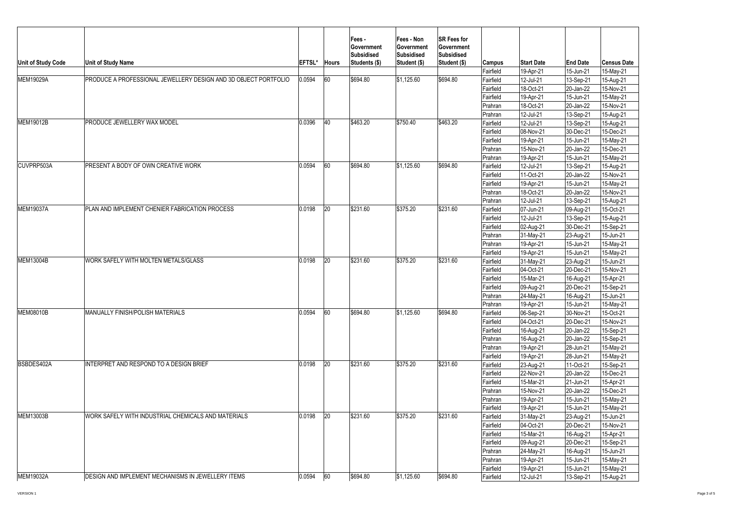| Unit of Study Code | Unit of Study Name | EFTSL* | Hours | Fees - Government Subsidised Students ($) | Fees - Non Government Subsidised Student ($) | SR Fees for Government Subsidised Student ($) | Campus | Start Date | End Date | Census Date |
|---|---|---|---|---|---|---|---|---|---|---|
| | | | | | | | Fairfield | 19-Apr-21 | 15-Jun-21 | 15-May-21 |
| MEM19029A | PRODUCE A PROFESSIONAL JEWELLERY DESIGN AND 3D OBJECT PORTFOLIO | 0.0594 | 60 | $694.80 | $1,125.60 | $694.80 | Fairfield | 12-Jul-21 | 13-Sep-21 | 15-Aug-21 |
| | | | | | | | Fairfield | 18-Oct-21 | 20-Jan-22 | 15-Nov-21 |
| | | | | | | | Fairfield | 19-Apr-21 | 15-Jun-21 | 15-May-21 |
| | | | | | | | Prahran | 18-Oct-21 | 20-Jan-22 | 15-Nov-21 |
| | | | | | | | Prahran | 12-Jul-21 | 13-Sep-21 | 15-Aug-21 |
| MEM19012B | PRODUCE JEWELLERY WAX MODEL | 0.0396 | 40 | $463.20 | $750.40 | $463.20 | Fairfield | 12-Jul-21 | 13-Sep-21 | 15-Aug-21 |
| | | | | | | | Fairfield | 08-Nov-21 | 30-Dec-21 | 15-Dec-21 |
| | | | | | | | Fairfield | 19-Apr-21 | 15-Jun-21 | 15-May-21 |
| | | | | | | | Prahran | 15-Nov-21 | 20-Jan-22 | 15-Dec-21 |
| | | | | | | | Prahran | 19-Apr-21 | 15-Jun-21 | 15-May-21 |
| CUVPRP503A | PRESENT A BODY OF OWN CREATIVE WORK | 0.0594 | 60 | $694.80 | $1,125.60 | $694.80 | Fairfield | 12-Jul-21 | 13-Sep-21 | 15-Aug-21 |
| | | | | | | | Fairfield | 11-Oct-21 | 20-Jan-22 | 15-Nov-21 |
| | | | | | | | Fairfield | 19-Apr-21 | 15-Jun-21 | 15-May-21 |
| | | | | | | | Prahran | 18-Oct-21 | 20-Jan-22 | 15-Nov-21 |
| | | | | | | | Prahran | 12-Jul-21 | 13-Sep-21 | 15-Aug-21 |
| MEM19037A | PLAN AND IMPLEMENT CHENIER FABRICATION PROCESS | 0.0198 | 20 | $231.60 | $375.20 | $231.60 | Fairfield | 07-Jun-21 | 09-Aug-21 | 15-Oct-21 |
| | | | | | | | Fairfield | 12-Jul-21 | 13-Sep-21 | 15-Aug-21 |
| | | | | | | | Fairfield | 02-Aug-21 | 30-Dec-21 | 15-Sep-21 |
| | | | | | | | Prahran | 31-May-21 | 23-Aug-21 | 15-Jun-21 |
| | | | | | | | Prahran | 19-Apr-21 | 15-Jun-21 | 15-May-21 |
| | | | | | | | Fairfield | 19-Apr-21 | 15-Jun-21 | 15-May-21 |
| MEM13004B | WORK SAFELY WITH MOLTEN METALS/GLASS | 0.0198 | 20 | $231.60 | $375.20 | $231.60 | Fairfield | 31-May-21 | 23-Aug-21 | 15-Jun-21 |
| | | | | | | | Fairfield | 04-Oct-21 | 20-Dec-21 | 15-Nov-21 |
| | | | | | | | Fairfield | 15-Mar-21 | 16-Aug-21 | 15-Apr-21 |
| | | | | | | | Fairfield | 09-Aug-21 | 20-Dec-21 | 15-Sep-21 |
| | | | | | | | Prahran | 24-May-21 | 16-Aug-21 | 15-Jun-21 |
| | | | | | | | Prahran | 19-Apr-21 | 15-Jun-21 | 15-May-21 |
| MEM08010B | MANUALLY FINISH/POLISH MATERIALS | 0.0594 | 60 | $694.80 | $1,125.60 | $694.80 | Fairfield | 06-Sep-21 | 30-Nov-21 | 15-Oct-21 |
| | | | | | | | Fairfield | 04-Oct-21 | 20-Dec-21 | 15-Nov-21 |
| | | | | | | | Fairfield | 16-Aug-21 | 20-Jan-22 | 15-Sep-21 |
| | | | | | | | Prahran | 16-Aug-21 | 20-Jan-22 | 15-Sep-21 |
| | | | | | | | Prahran | 19-Apr-21 | 28-Jun-21 | 15-May-21 |
| | | | | | | | Fairfield | 19-Apr-21 | 28-Jun-21 | 15-May-21 |
| BSBDES402A | INTERPRET AND RESPOND TO A DESIGN BRIEF | 0.0198 | 20 | $231.60 | $375.20 | $231.60 | Fairfield | 23-Aug-21 | 11-Oct-21 | 15-Sep-21 |
| | | | | | | | Fairfield | 22-Nov-21 | 20-Jan-22 | 15-Dec-21 |
| | | | | | | | Fairfield | 15-Mar-21 | 21-Jun-21 | 15-Apr-21 |
| | | | | | | | Prahran | 15-Nov-21 | 20-Jan-22 | 15-Dec-21 |
| | | | | | | | Prahran | 19-Apr-21 | 15-Jun-21 | 15-May-21 |
| | | | | | | | Fairfield | 19-Apr-21 | 15-Jun-21 | 15-May-21 |
| MEM13003B | WORK SAFELY WITH INDUSTRIAL CHEMICALS AND MATERIALS | 0.0198 | 20 | $231.60 | $375.20 | $231.60 | Fairfield | 31-May-21 | 23-Aug-21 | 15-Jun-21 |
| | | | | | | | Fairfield | 04-Oct-21 | 20-Dec-21 | 15-Nov-21 |
| | | | | | | | Fairfield | 15-Mar-21 | 16-Aug-21 | 15-Apr-21 |
| | | | | | | | Fairfield | 09-Aug-21 | 20-Dec-21 | 15-Sep-21 |
| | | | | | | | Prahran | 24-May-21 | 16-Aug-21 | 15-Jun-21 |
| | | | | | | | Prahran | 19-Apr-21 | 15-Jun-21 | 15-May-21 |
| | | | | | | | Fairfield | 19-Apr-21 | 15-Jun-21 | 15-May-21 |
| MEM19032A | DESIGN AND IMPLEMENT MECHANISMS IN JEWELLERY ITEMS | 0.0594 | 60 | $694.80 | $1,125.60 | $694.80 | Fairfield | 12-Jul-21 | 13-Sep-21 | 15-Aug-21 |

VERSION 1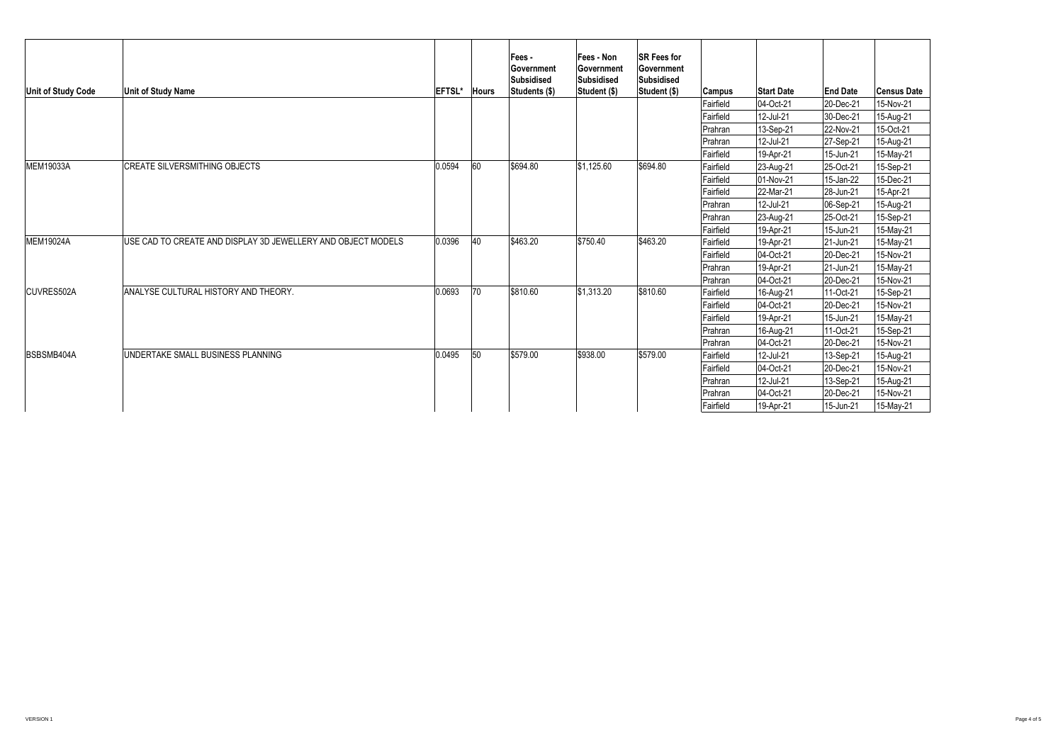| Unit of Study Code | Unit of Study Name | EFTSL* | Hours | Fees - Government Subsidised Students ($) | Fees - Non Government Subsidised Student ($) | SR Fees for Government Subsidised Student ($) | Campus | Start Date | End Date | Census Date |
|---|---|---|---|---|---|---|---|---|---|---|
| | | | | | | | Fairfield | 04-Oct-21 | 20-Dec-21 | 15-Nov-21 |
| | | | | | | | Fairfield | 12-Jul-21 | 30-Dec-21 | 15-Aug-21 |
| | | | | | | | Prahran | 13-Sep-21 | 22-Nov-21 | 15-Oct-21 |
| | | | | | | | Prahran | 12-Jul-21 | 27-Sep-21 | 15-Aug-21 |
| | | | | | | | Fairfield | 19-Apr-21 | 15-Jun-21 | 15-May-21 |
| MEM19033A | CREATE SILVERSMITHING OBJECTS | 0.0594 | 60 | $694.80 | $1,125.60 | $694.80 | Fairfield | 23-Aug-21 | 25-Oct-21 | 15-Sep-21 |
| | | | | | | | Fairfield | 01-Nov-21 | 15-Jan-22 | 15-Dec-21 |
| | | | | | | | Fairfield | 22-Mar-21 | 28-Jun-21 | 15-Apr-21 |
| | | | | | | | Prahran | 12-Jul-21 | 06-Sep-21 | 15-Aug-21 |
| | | | | | | | Prahran | 23-Aug-21 | 25-Oct-21 | 15-Sep-21 |
| | | | | | | | Fairfield | 19-Apr-21 | 15-Jun-21 | 15-May-21 |
| MEM19024A | USE CAD TO CREATE AND DISPLAY 3D JEWELLERY AND OBJECT MODELS | 0.0396 | 40 | $463.20 | $750.40 | $463.20 | Fairfield | 19-Apr-21 | 21-Jun-21 | 15-May-21 |
| | | | | | | | Fairfield | 04-Oct-21 | 20-Dec-21 | 15-Nov-21 |
| | | | | | | | Prahran | 19-Apr-21 | 21-Jun-21 | 15-May-21 |
| | | | | | | | Prahran | 04-Oct-21 | 20-Dec-21 | 15-Nov-21 |
| CUVRES502A | ANALYSE CULTURAL HISTORY AND THEORY. | 0.0693 | 70 | $810.60 | $1,313.20 | $810.60 | Fairfield | 16-Aug-21 | 11-Oct-21 | 15-Sep-21 |
| | | | | | | | Fairfield | 04-Oct-21 | 20-Dec-21 | 15-Nov-21 |
| | | | | | | | Fairfield | 19-Apr-21 | 15-Jun-21 | 15-May-21 |
| | | | | | | | Prahran | 16-Aug-21 | 11-Oct-21 | 15-Sep-21 |
| | | | | | | | Prahran | 04-Oct-21 | 20-Dec-21 | 15-Nov-21 |
| BSBSMB404A | UNDERTAKE SMALL BUSINESS PLANNING | 0.0495 | 50 | $579.00 | $938.00 | $579.00 | Fairfield | 12-Jul-21 | 13-Sep-21 | 15-Aug-21 |
| | | | | | | | Fairfield | 04-Oct-21 | 20-Dec-21 | 15-Nov-21 |
| | | | | | | | Prahran | 12-Jul-21 | 13-Sep-21 | 15-Aug-21 |
| | | | | | | | Prahran | 04-Oct-21 | 20-Dec-21 | 15-Nov-21 |
| | | | | | | | Fairfield | 19-Apr-21 | 15-Jun-21 | 15-May-21 |

VERSION 1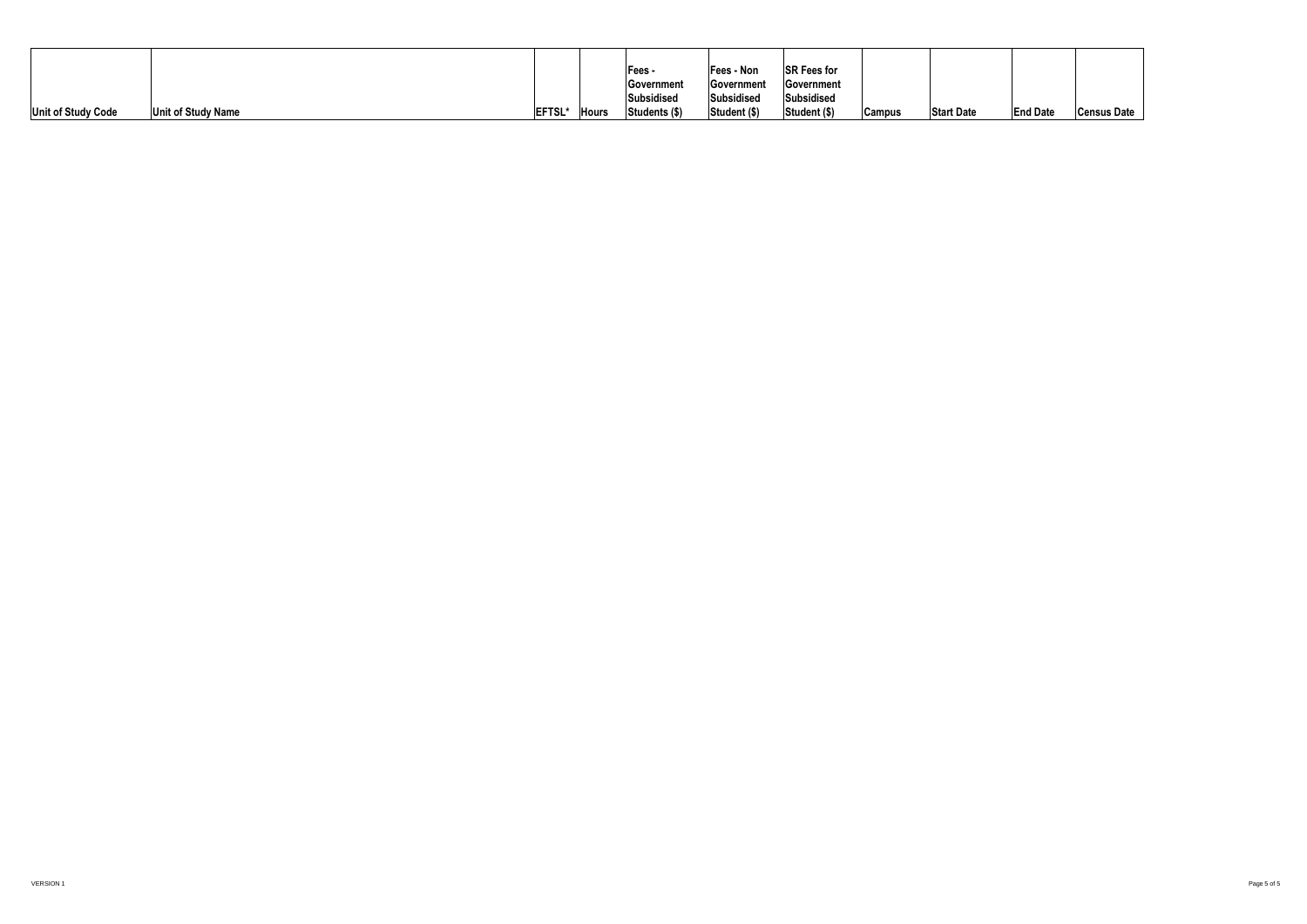| Unit of Study Code | Unit of Study Name | EFTSL* | Hours | Fees - Government Subsidised Students ($) | Fees - Non Government Subsidised Student ($) | SR Fees for Government Subsidised Student ($) | Campus | Start Date | End Date | Census Date |
|---|---|---|---|---|---|---|---|---|---|---|

VERSION 1